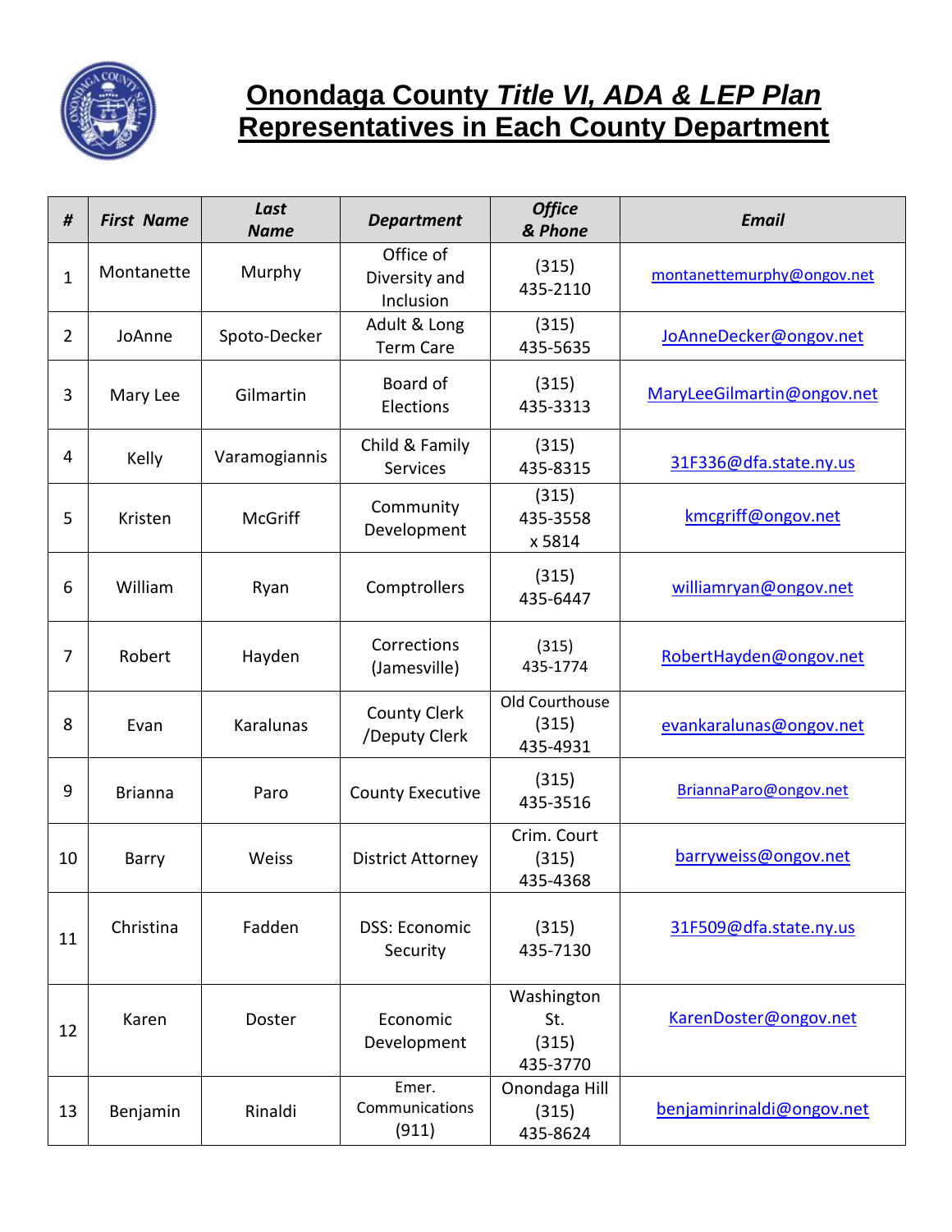# Onondaga County *Title VI, ADA & LEP Plan* Representatives in Each County Department

| # | First Name | Last Name | Department | Office & Phone | Email |
|---|---|---|---|---|---|
| 1 | Montanette | Murphy | Office of Diversity and Inclusion | (315) 435-2110 | montanettemurphy@ongov.net |
| 2 | JoAnne | Spoto-Decker | Adult & Long Term Care | (315) 435-5635 | JoAnneDecker@ongov.net |
| 3 | Mary Lee | Gilmartin | Board of Elections | (315) 435-3313 | MaryLeeGilmartin@ongov.net |
| 4 | Kelly | Varamogiannis | Child & Family Services | (315) 435-8315 | 31F336@dfa.state.ny.us |
| 5 | Kristen | McGriff | Community Development | (315) 435-3558 x 5814 | kmcgriff@ongov.net |
| 6 | William | Ryan | Comptrollers | (315) 435-6447 | williamryan@ongov.net |
| 7 | Robert | Hayden | Corrections (Jamesville) | (315) 435-1774 | RobertHayden@ongov.net |
| 8 | Evan | Karalunas | County Clerk /Deputy Clerk | Old Courthouse (315) 435-4931 | evankaralunas@ongov.net |
| 9 | Brianna | Paro | County Executive | (315) 435-3516 | BriannaParo@ongov.net |
| 10 | Barry | Weiss | District Attorney | Crim. Court (315) 435-4368 | barryweiss@ongov.net |
| 11 | Christina | Fadden | DSS: Economic Security | (315) 435-7130 | 31F509@dfa.state.ny.us |
| 12 | Karen | Doster | Economic Development | Washington St. (315) 435-3770 | KarenDoster@ongov.net |
| 13 | Benjamin | Rinaldi | Emer. Communications (911) | Onondaga Hill (315) 435-8624 | benjaminrinaldi@ongov.net |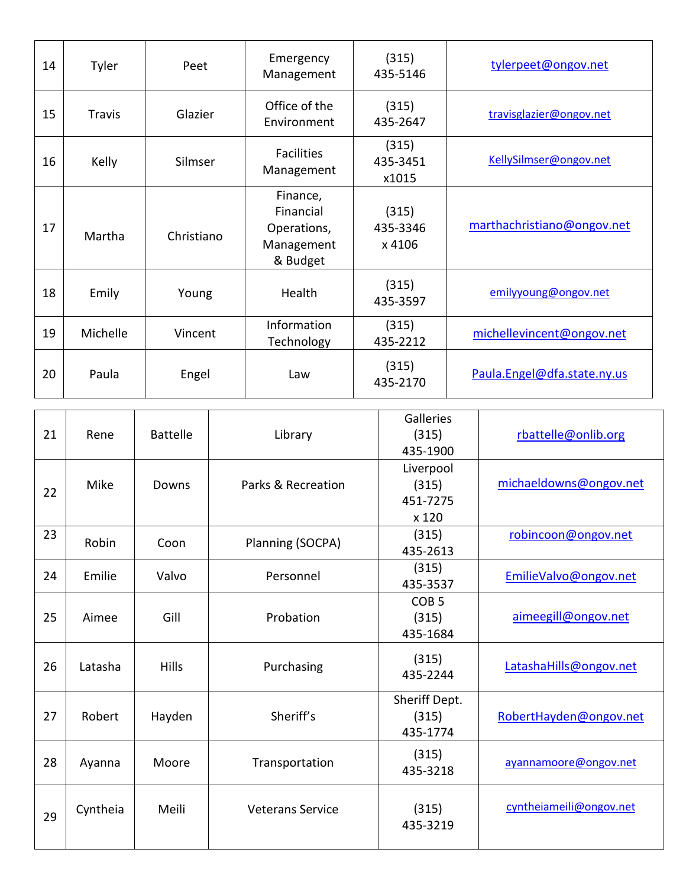| | | | | | |
|---|---|---|---|---|---|
| 14 | Tyler | Peet | Emergency Management | (315) 435-5146 | tylerpeet@ongov.net |
| 15 | Travis | Glazier | Office of the Environment | (315) 435-2647 | travisglazier@ongov.net |
| 16 | Kelly | Silmser | Facilities Management | (315) 435-3451 x1015 | KellySilmser@ongov.net |
| 17 | Martha | Christiano | Finance, Financial Operations, Management & Budget | (315) 435-3346 x 4106 | marthachristiano@ongov.net |
| 18 | Emily | Young | Health | (315) 435-3597 | emilyyoung@ongov.net |
| 19 | Michelle | Vincent | Information Technology | (315) 435-2212 | michellevincent@ongov.net |
| 20 | Paula | Engel | Law | (315) 435-2170 | Paula.Engel@dfa.state.ny.us |
| 21 | Rene | Battelle | Library | Galleries (315) 435-1900 | rbattelle@onlib.org |
| 22 | Mike | Downs | Parks & Recreation | Liverpool (315) 451-7275 x 120 | michaeldowns@ongov.net |
| 23 | Robin | Coon | Planning (SOCPA) | (315) 435-2613 | robincoon@ongov.net |
| 24 | Emilie | Valvo | Personnel | (315) 435-3537 | EmilieValvo@ongov.net |
| 25 | Aimee | Gill | Probation | COB 5 (315) 435-1684 | aimeegill@ongov.net |
| 26 | Latasha | Hills | Purchasing | (315) 435-2244 | LatashaHills@ongov.net |
| 27 | Robert | Hayden | Sheriff's | Sheriff Dept. (315) 435-1774 | RobertHayden@ongov.net |
| 28 | Ayanna | Moore | Transportation | (315) 435-3218 | ayannamoore@ongov.net |
| 29 | Cyntheia | Meili | Veterans Service | (315) 435-3219 | cyntheiameili@ongov.net |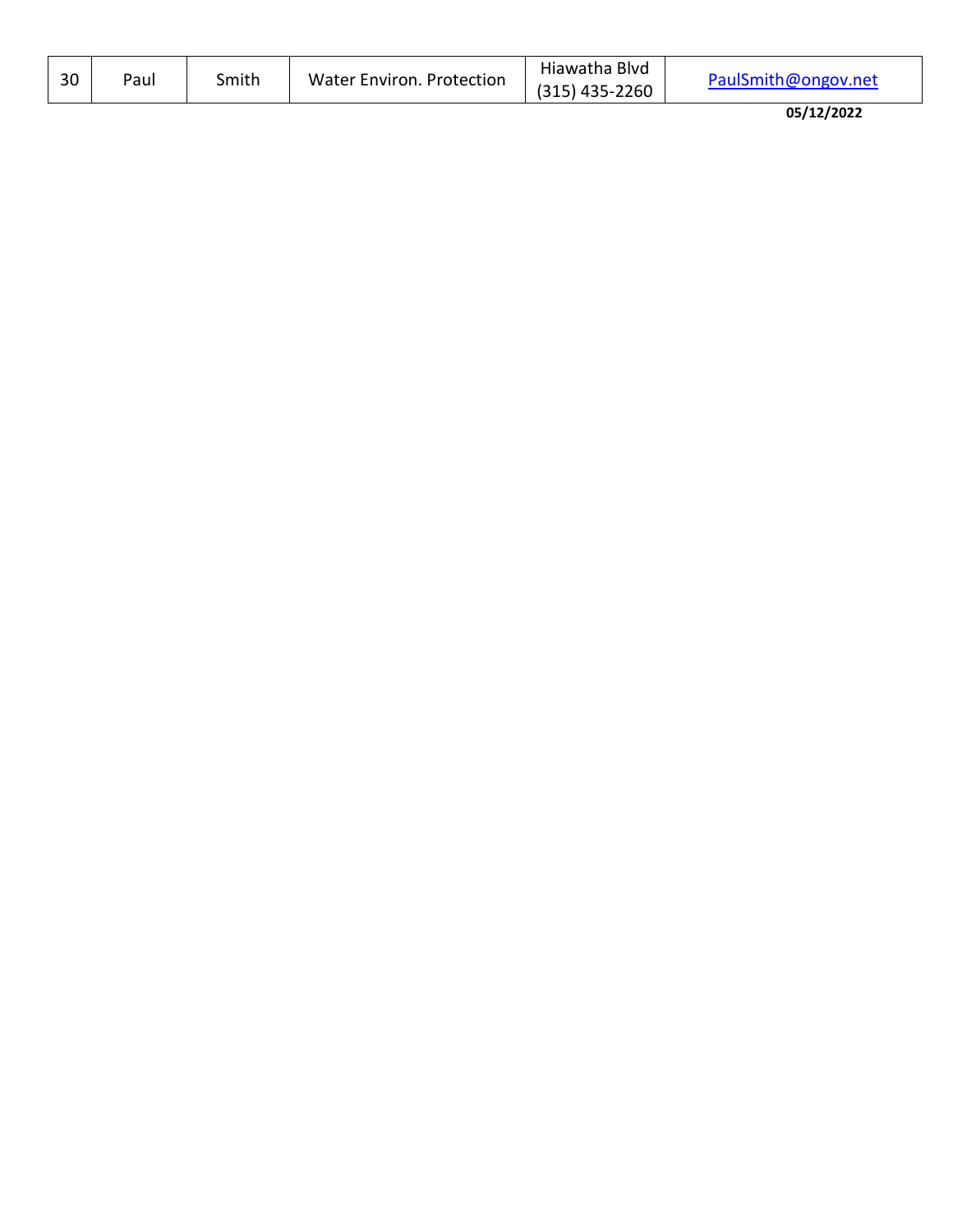| | | | | | |
|---|---|---|---|---|---|
| 30 | Paul | Smith | Water Environ. Protection | Hiawatha Blvd (315) 435-2260 | PaulSmith@ongov.net |

05/12/2022